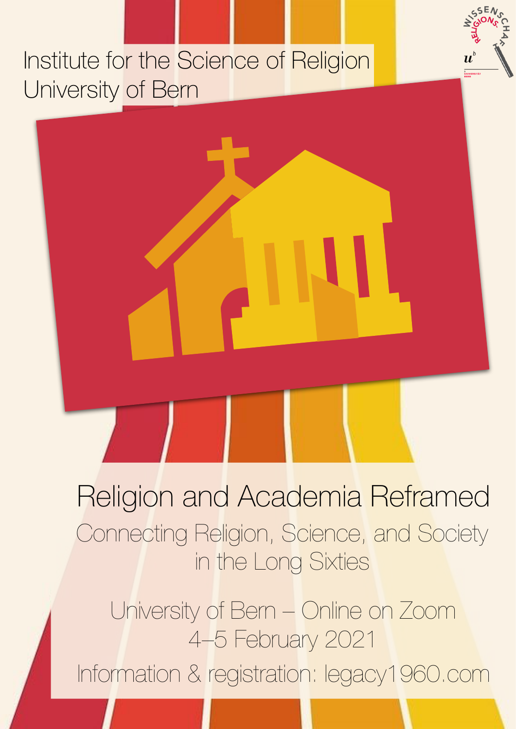Institute for the Science of Religion
University of Bern

# Religion and Academia Reframed

## Connecting Religion, Science, and Society in the Long Sixties

University of Bern – Online on Zoom
4–5 February 2021

Information & registration: legacy1960.com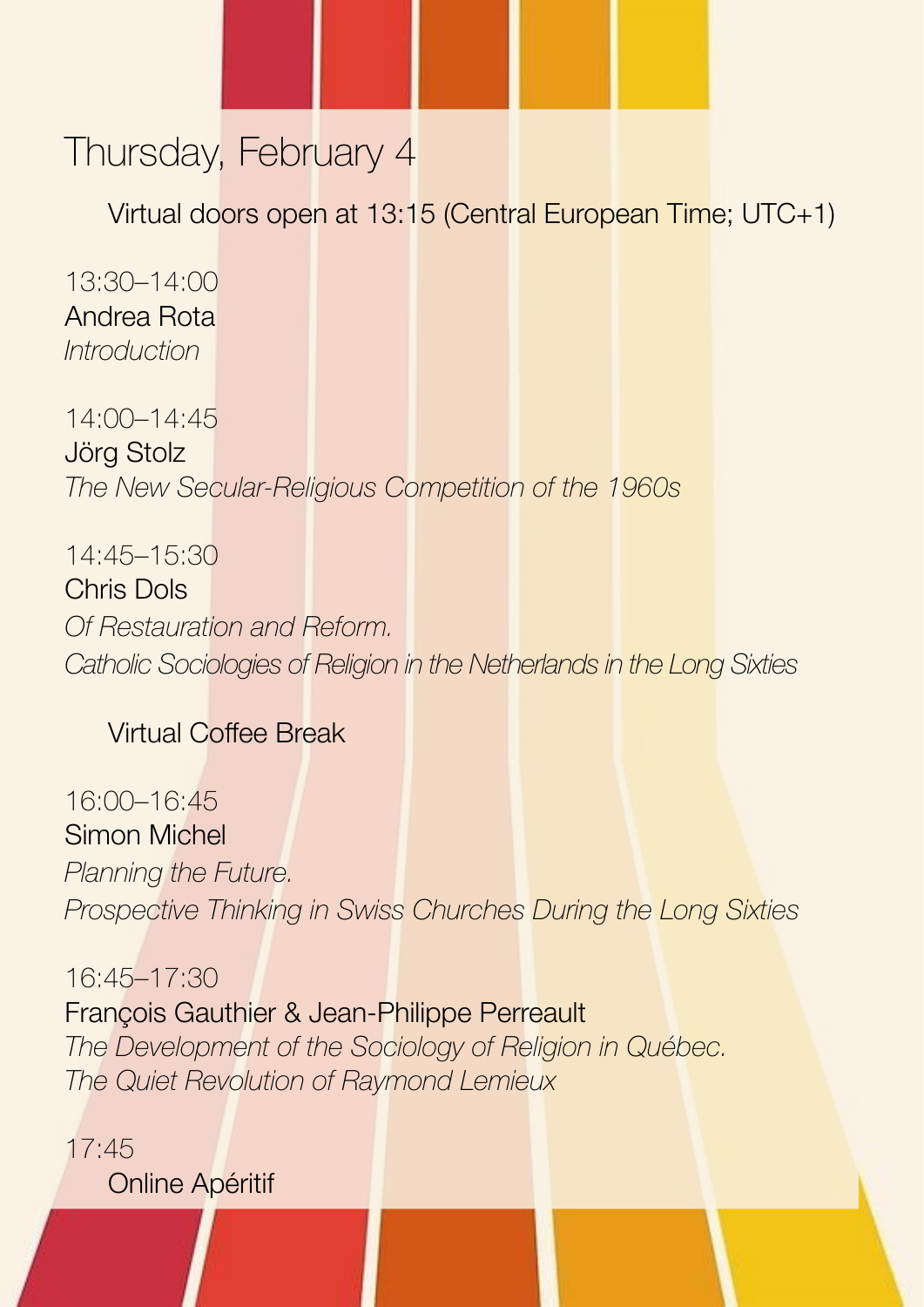# Thursday, February 4

Virtual doors open at 13:15 (Central European Time; UTC+1)

13:30–14:00
Andrea Rota
*Introduction*

14:00–14:45
Jörg Stolz
*The New Secular-Religious Competition of the 1960s*

14:45–15:30
Chris Dols
*Of Restauration and Reform.*
*Catholic Sociologies of Religion in the Netherlands in the Long Sixties*

Virtual Coffee Break

16:00–16:45
Simon Michel
*Planning the Future.*
*Prospective Thinking in Swiss Churches During the Long Sixties*

16:45–17:30
François Gauthier & Jean-Philippe Perreault
*The Development of the Sociology of Religion in Québec.*
*The Quiet Revolution of Raymond Lemieux*

17:45
Online Apéritif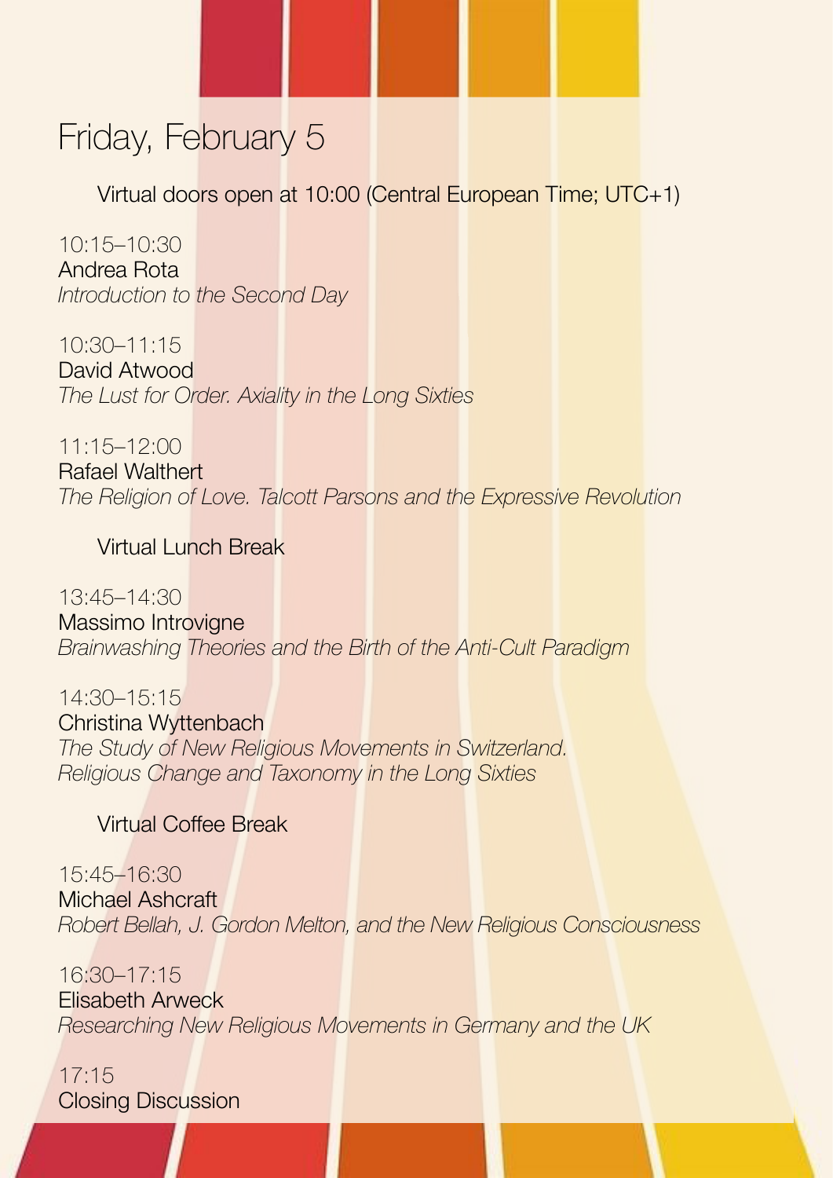# Friday, February 5

Virtual doors open at 10:00 (Central European Time; UTC+1)

10:15–10:30
Andrea Rota
*Introduction to the Second Day*

10:30–11:15
David Atwood
*The Lust for Order. Axiality in the Long Sixties*

11:15–12:00
Rafael Walthert
*The Religion of Love. Talcott Parsons and the Expressive Revolution*

Virtual Lunch Break

13:45–14:30
Massimo Introvigne
*Brainwashing Theories and the Birth of the Anti-Cult Paradigm*

14:30–15:15
Christina Wyttenbach
*The Study of New Religious Movements in Switzerland. Religious Change and Taxonomy in the Long Sixties*

Virtual Coffee Break

15:45–16:30
Michael Ashcraft
*Robert Bellah, J. Gordon Melton, and the New Religious Consciousness*

16:30–17:15
Elisabeth Arweck
*Researching New Religious Movements in Germany and the UK*

17:15
Closing Discussion